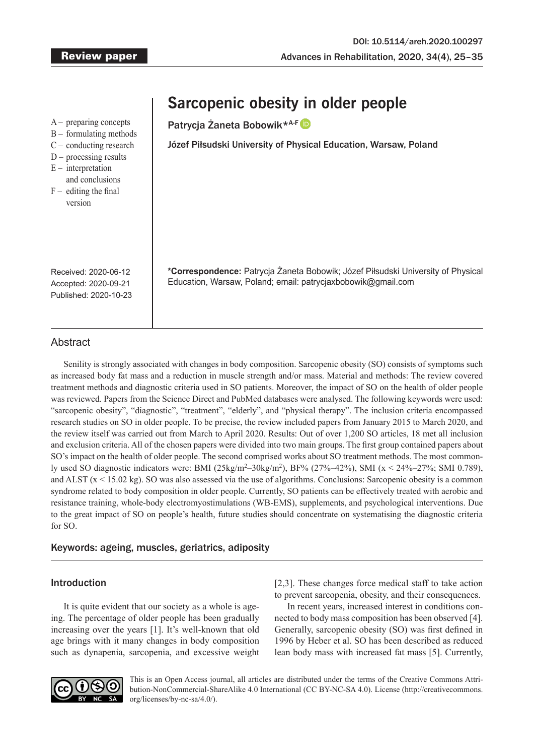Review paper

DOI: 10.5114/areh.2020.100297

# Sarcopenic obesity in older people

Patrycja Żaneta Bobowik*[A-F]

Józef Piłsudski University of Physical Education, Warsaw, Poland

A – preparing concepts
B – formulating methods
C – conducting research
D – processing results
E – interpretation and conclusions
F – editing the final version

Received: 2020-06-12
Accepted: 2020-09-21
Published: 2020-10-23

**\*Correspondence:** Patrycja Żaneta Bobowik; Józef Piłsudski University of Physical Education, Warsaw, Poland; email: patrycjaxbobowik@gmail.com

## Abstract

Senility is strongly associated with changes in body composition. Sarcopenic obesity (SO) consists of symptoms such as increased body fat mass and a reduction in muscle strength and/or mass. Material and methods: The review covered treatment methods and diagnostic criteria used in SO patients. Moreover, the impact of SO on the health of older people was reviewed. Papers from the Science Direct and PubMed databases were analysed. The following keywords were used: "sarcopenic obesity", "diagnostic", "treatment", "elderly", and "physical therapy". The inclusion criteria encompassed research studies on SO in older people. To be precise, the review included papers from January 2015 to March 2020, and the review itself was carried out from March to April 2020. Results: Out of over 1,200 SO articles, 18 met all inclusion and exclusion criteria. All of the chosen papers were divided into two main groups. The first group contained papers about SO's impact on the health of older people. The second comprised works about SO treatment methods. The most commonly used SO diagnostic indicators were: BMI ($25kg/m^2$–$30kg/m^2$), BF% (27%–42%), SMI ($x < 24\%$–27%; SMI 0.789), and ALST ($x < 15.02$ kg). SO was also assessed via the use of algorithms. Conclusions: Sarcopenic obesity is a common syndrome related to body composition in older people. Currently, SO patients can be effectively treated with aerobic and resistance training, whole-body electromyostimulations (WB-EMS), supplements, and psychological interventions. Due to the great impact of SO on people's health, future studies should concentrate on systematising the diagnostic criteria for SO.

**Keywords:** ageing, muscles, geriatrics, adiposity

## Introduction

It is quite evident that our society as a whole is ageing. The percentage of older people has been gradually increasing over the years [1]. It's well-known that old age brings with it many changes in body composition such as dynapenia, sarcopenia, and excessive weight [2,3]. These changes force medical staff to take action to prevent sarcopenia, obesity, and their consequences.

In recent years, increased interest in conditions connected to body mass composition has been observed [4]. Generally, sarcopenic obesity (SO) was first defined in 1996 by Heber et al. SO has been described as reduced lean body mass with increased fat mass [5]. Currently,

This is an Open Access journal, all articles are distributed under the terms of the Creative Commons Attribution-NonCommercial-ShareAlike 4.0 International (CC BY-NC-SA 4.0). License (http://creativecommons.org/licenses/by-nc-sa/4.0/).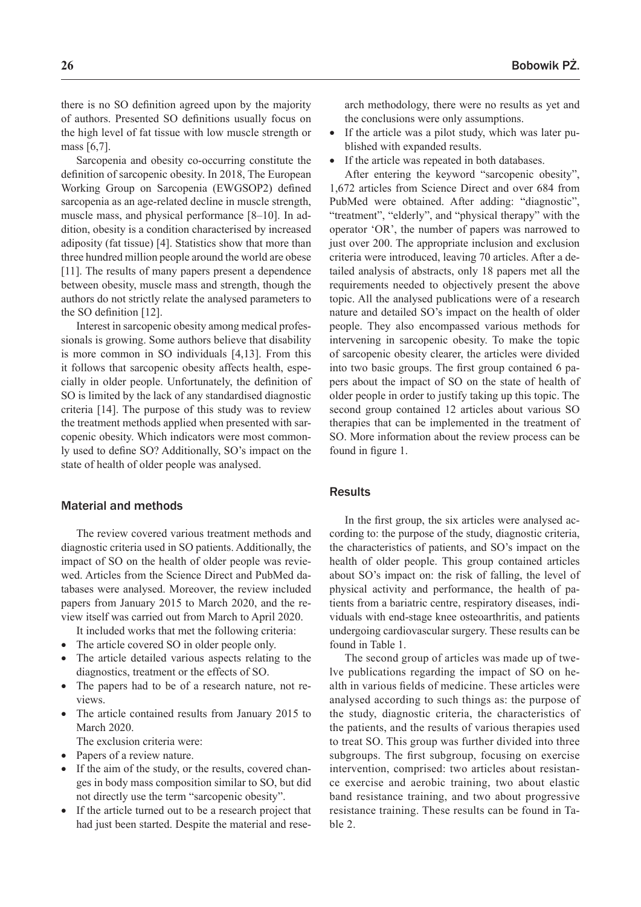there is no SO definition agreed upon by the majority of authors. Presented SO definitions usually focus on the high level of fat tissue with low muscle strength or mass [6,7].

Sarcopenia and obesity co-occurring constitute the definition of sarcopenic obesity. In 2018, The European Working Group on Sarcopenia (EWGSOP2) defined sarcopenia as an age-related decline in muscle strength, muscle mass, and physical performance [8–10]. In addition, obesity is a condition characterised by increased adiposity (fat tissue) [4]. Statistics show that more than three hundred million people around the world are obese [11]. The results of many papers present a dependence between obesity, muscle mass and strength, though the authors do not strictly relate the analysed parameters to the SO definition [12].

Interest in sarcopenic obesity among medical professionals is growing. Some authors believe that disability is more common in SO individuals [4,13]. From this it follows that sarcopenic obesity affects health, especially in older people. Unfortunately, the definition of SO is limited by the lack of any standardised diagnostic criteria [14]. The purpose of this study was to review the treatment methods applied when presented with sarcopenic obesity. Which indicators were most commonly used to define SO? Additionally, SO's impact on the state of health of older people was analysed.

## Material and methods

The review covered various treatment methods and diagnostic criteria used in SO patients. Additionally, the impact of SO on the health of older people was reviewed. Articles from the Science Direct and PubMed databases were analysed. Moreover, the review included papers from January 2015 to March 2020, and the review itself was carried out from March to April 2020.

It included works that met the following criteria:

- The article covered SO in older people only.
- The article detailed various aspects relating to the diagnostics, treatment or the effects of SO.
- The papers had to be of a research nature, not reviews.
- The article contained results from January 2015 to March 2020.

The exclusion criteria were:

- Papers of a review nature.
- If the aim of the study, or the results, covered changes in body mass composition similar to SO, but did not directly use the term "sarcopenic obesity".
- If the article turned out to be a research project that had just been started. Despite the material and research methodology, there were no results as yet and the conclusions were only assumptions.
- If the article was a pilot study, which was later published with expanded results.
- If the article was repeated in both databases.

After entering the keyword "sarcopenic obesity", 1,672 articles from Science Direct and over 684 from PubMed were obtained. After adding: "diagnostic", "treatment", "elderly", and "physical therapy" with the operator 'OR', the number of papers was narrowed to just over 200. The appropriate inclusion and exclusion criteria were introduced, leaving 70 articles. After a detailed analysis of abstracts, only 18 papers met all the requirements needed to objectively present the above topic. All the analysed publications were of a research nature and detailed SO's impact on the health of older people. They also encompassed various methods for intervening in sarcopenic obesity. To make the topic of sarcopenic obesity clearer, the articles were divided into two basic groups. The first group contained 6 papers about the impact of SO on the state of health of older people in order to justify taking up this topic. The second group contained 12 articles about various SO therapies that can be implemented in the treatment of SO. More information about the review process can be found in figure 1.

## Results

In the first group, the six articles were analysed according to: the purpose of the study, diagnostic criteria, the characteristics of patients, and SO's impact on the health of older people. This group contained articles about SO's impact on: the risk of falling, the level of physical activity and performance, the health of patients from a bariatric centre, respiratory diseases, individuals with end-stage knee osteoarthritis, and patients undergoing cardiovascular surgery. These results can be found in Table 1.

The second group of articles was made up of twelve publications regarding the impact of SO on health in various fields of medicine. These articles were analysed according to such things as: the purpose of the study, diagnostic criteria, the characteristics of the patients, and the results of various therapies used to treat SO. This group was further divided into three subgroups. The first subgroup, focusing on exercise intervention, comprised: two articles about resistance exercise and aerobic training, two about elastic band resistance training, and two about progressive resistance training. These results can be found in Table 2.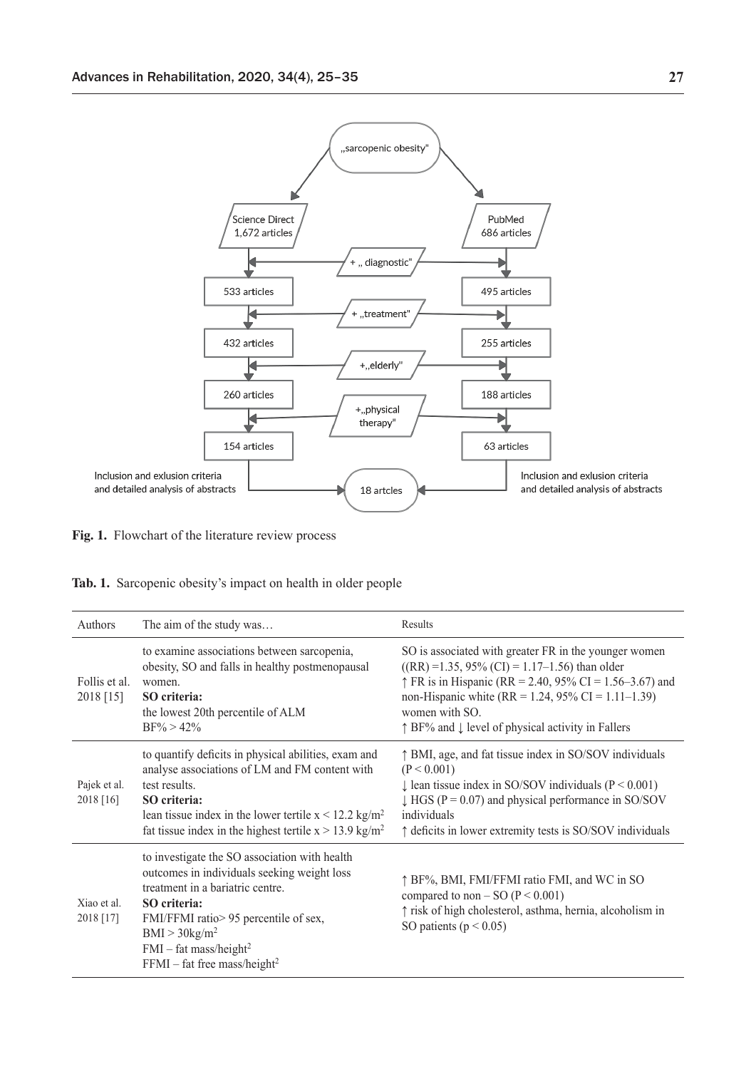„sarcopenic obesity"

Science Direct 1,672 articles | PubMed 686 articles

+ „ diagnostic"

533 articles | 495 articles

+ „treatment"

432 articles | 255 articles

+„elderly"

260 articles | 188 articles

+„physical therapy"

154 articles | 63 articles

Inclusion and exlusion criteria and detailed analysis of abstracts

18 artcles

Inclusion and exclusion criteria and detailed analysis of abstracts

**Fig. 1.** Flowchart of the literature review process

**Tab. 1.** Sarcopenic obesity's impact on health in older people

| Authors | The aim of the study was… | Results |
|---|---|---|
| Follis et al. 2018 [15] | to examine associations between sarcopenia, obesity, SO and falls in healthy postmenopausal women.<br>**SO criteria:**<br>the lowest 20th percentile of ALM<br>BF% > 42% | SO is associated with greater FR in the younger women ((RR) =1.35, 95% (CI) = 1.17–1.56) than older<br>↑ FR is in Hispanic (RR = 2.40, 95% CI = 1.56–3.67) and non-Hispanic white (RR = 1.24, 95% CI = 1.11–1.39) women with SO.<br>↑ BF% and ↓ level of physical activity in Fallers |
| Pajek et al. 2018 [16] | to quantify deficits in physical abilities, exam and analyse associations of LM and FM content with test results.<br>**SO criteria:**<br>lean tissue index in the lower tertile $x < 12.2$ kg/m$^2$<br>fat tissue index in the highest tertile $x > 13.9$ kg/m$^2$ | ↑ BMI, age, and fat tissue index in SO/SOV individuals ($P < 0.001$)<br>↓ lean tissue index in SO/SOV individuals ($P < 0.001$)<br>↓ HGS ($P = 0.07$) and physical performance in SO/SOV individuals<br>↑ deficits in lower extremity tests is SO/SOV individuals |
| Xiao et al. 2018 [17] | to investigate the SO association with health outcomes in individuals seeking weight loss treatment in a bariatric centre.<br>**SO criteria:**<br>FMI/FFMI ratio> 95 percentile of sex,<br>BMI > 30kg/m$^2$<br>FMI – fat mass/height$^2$<br>FFMI – fat free mass/height$^2$ | ↑ BF%, BMI, FMI/FFMI ratio FMI, and WC in SO compared to non – SO ($P < 0.001$)<br>↑ risk of high cholesterol, asthma, hernia, alcoholism in SO patients ($p < 0.05$) |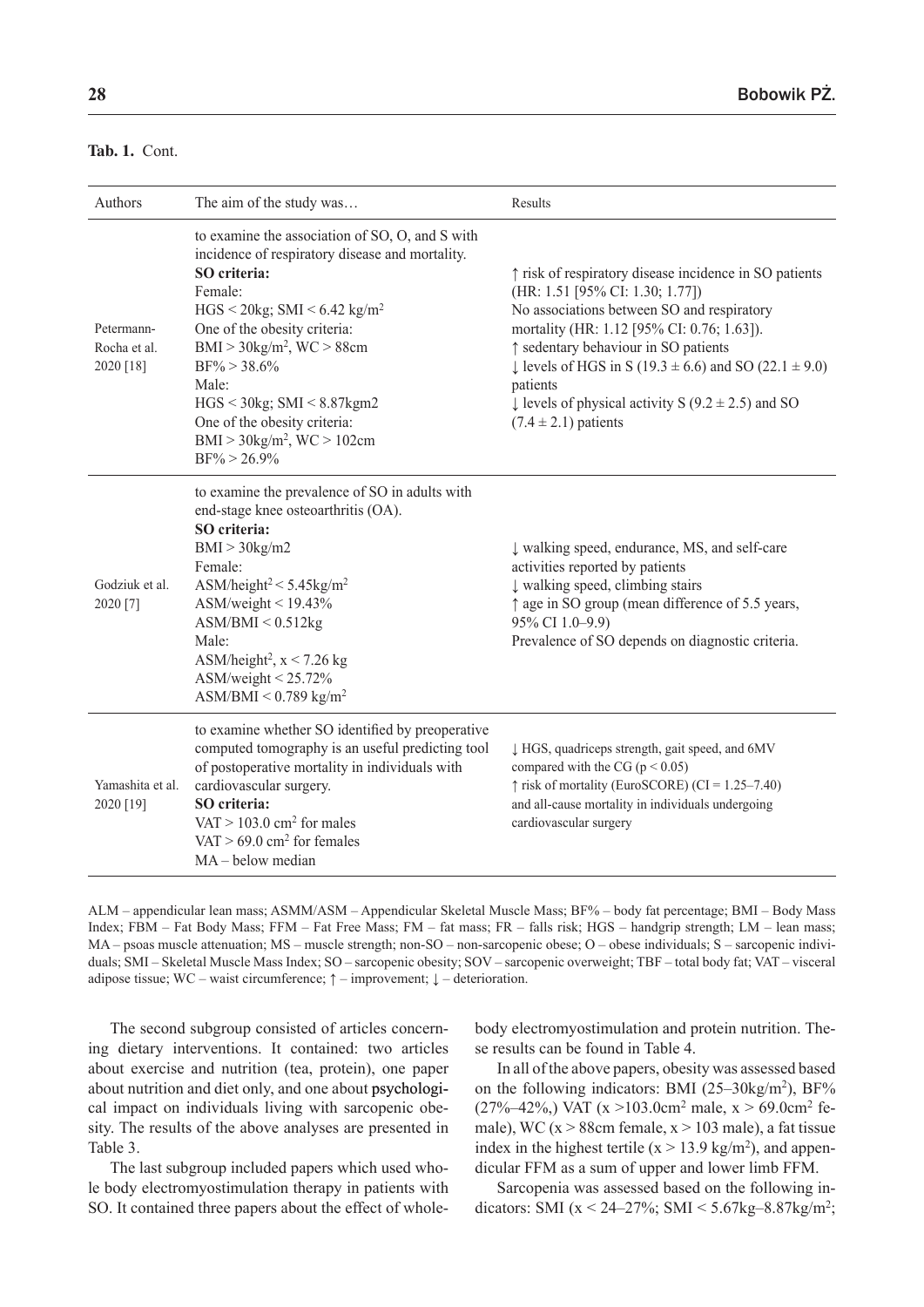**Tab. 1.** Cont.

| Authors | The aim of the study was… | Results |
|---|---|---|
| Petermann-Rocha et al. 2020 [18] | to examine the association of SO, O, and S with incidence of respiratory disease and mortality.<br>**SO criteria:**<br>Female:<br>HGS < 20kg; SMI < 6.42 kg/m$^2$<br>One of the obesity criteria:<br>BMI > 30kg/m$^2$, WC > 88cm<br>BF% > 38.6%<br>Male:<br>HGS < 30kg; SMI < 8.87kgm2<br>One of the obesity criteria:<br>BMI > 30kg/m$^2$, WC > 102cm<br>BF% > 26.9% | ↑ risk of respiratory disease incidence in SO patients (HR: 1.51 [95% CI: 1.30; 1.77])<br>No associations between SO and respiratory mortality (HR: 1.12 [95% CI: 0.76; 1.63]).<br>↑ sedentary behaviour in SO patients<br>↓ levels of HGS in S (19.3 ± 6.6) and SO (22.1 ± 9.0) patients<br>↓ levels of physical activity S (9.2 ± 2.5) and SO (7.4 ± 2.1) patients |
| Godziuk et al. 2020 [7] | to examine the prevalence of SO in adults with end-stage knee osteoarthritis (OA).<br>**SO criteria:**<br>BMI > 30kg/m2<br>Female:<br>ASM/height$^2$ < 5.45kg/m$^2$<br>ASM/weight < 19.43%<br>ASM/BMI < 0.512kg<br>Male:<br>ASM/height$^2$, x < 7.26 kg<br>ASM/weight < 25.72%<br>ASM/BMI < 0.789 kg/m$^2$ | ↓ walking speed, endurance, MS, and self-care activities reported by patients<br>↓ walking speed, climbing stairs<br>↑ age in SO group (mean difference of 5.5 years, 95% CI 1.0–9.9)<br>Prevalence of SO depends on diagnostic criteria. |
| Yamashita et al. 2020 [19] | to examine whether SO identified by preoperative computed tomography is an useful predicting tool of postoperative mortality in individuals with cardiovascular surgery.<br>**SO criteria:**<br>VAT > 103.0 cm$^2$ for males<br>VAT > 69.0 cm$^2$ for females<br>MA – below median | ↓ HGS, quadriceps strength, gait speed, and 6MV compared with the CG ($p < 0.05$)<br>↑ risk of mortality (EuroSCORE) (CI = 1.25–7.40) and all-cause mortality in individuals undergoing cardiovascular surgery |

ALM – appendicular lean mass; ASMM/ASM – Appendicular Skeletal Muscle Mass; BF% – body fat percentage; BMI – Body Mass Index; FBM – Fat Body Mass; FFM – Fat Free Mass; FM – fat mass; FR – falls risk; HGS – handgrip strength; LM – lean mass; MA – psoas muscle attenuation; MS – muscle strength; non-SO – non-sarcopenic obese; O – obese individuals; S – sarcopenic individuals; SMI – Skeletal Muscle Mass Index; SO – sarcopenic obesity; SOV – sarcopenic overweight; TBF – total body fat; VAT – visceral adipose tissue; WC – waist circumference; ↑ – improvement; ↓ – deterioration.

The second subgroup consisted of articles concerning dietary interventions. It contained: two articles about exercise and nutrition (tea, protein), one paper about nutrition and diet only, and one about psychological impact on individuals living with sarcopenic obesity. The results of the above analyses are presented in Table 3.

The last subgroup included papers which used whole body electromyostimulation therapy in patients with SO. It contained three papers about the effect of whole-body electromyostimulation and protein nutrition. These results can be found in Table 4.

In all of the above papers, obesity was assessed based on the following indicators: BMI (25–30kg/m$^2$), BF% (27%–42%,) VAT (x >103.0cm$^2$ male, x > 69.0cm$^2$ female), WC (x > 88cm female, x > 103 male), a fat tissue index in the highest tertile (x > 13.9 kg/m$^2$), and appendicular FFM as a sum of upper and lower limb FFM.

Sarcopenia was assessed based on the following indicators: SMI (x < 24–27%; SMI < 5.67kg–8.87kg/m$^2$;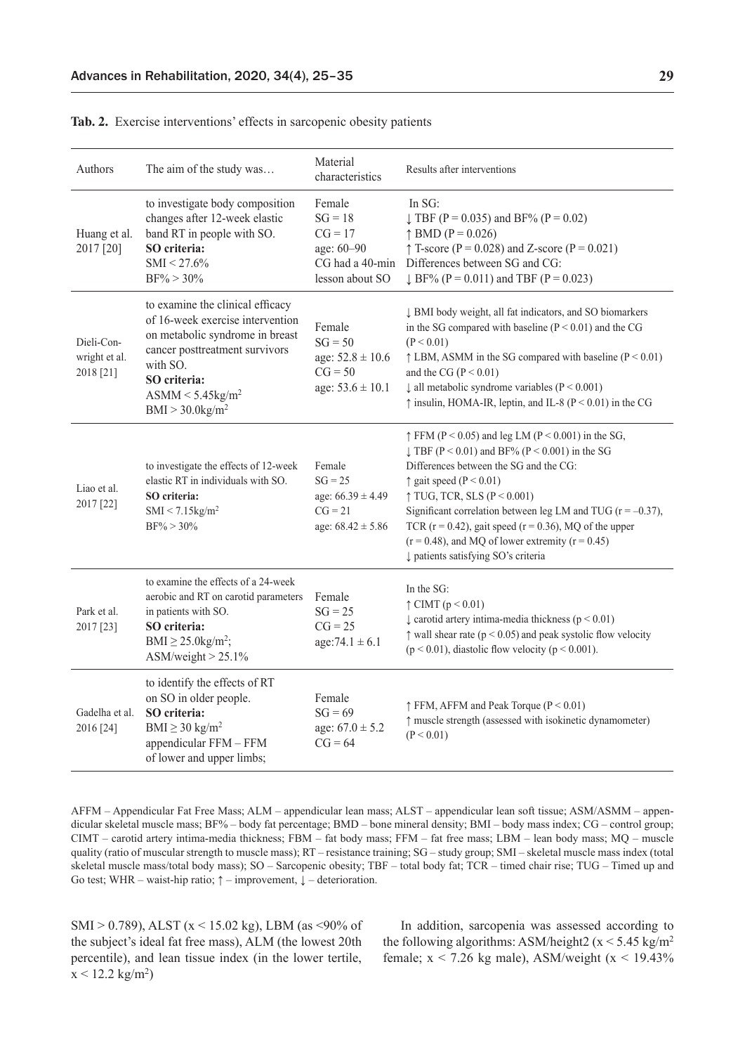**Tab. 2.** Exercise interventions' effects in sarcopenic obesity patients

| Authors | The aim of the study was… | Material characteristics | Results after interventions |
|---|---|---|---|
| Huang et al. 2017 [20] | to investigate body composition changes after 12-week elastic band RT in people with SO.<br>**SO criteria:**<br>SMI < 27.6%<br>BF% > 30% | Female<br>SG = 18<br>CG = 17<br>age: 60–90<br>CG had a 40-min lesson about SO | In SG:<br>↓ TBF (P = 0.035) and BF% (P = 0.02)<br>↑ BMD (P = 0.026)<br>↑ T-score (P = 0.028) and Z-score (P = 0.021)<br>Differences between SG and CG:<br>↓ BF% (P = 0.011) and TBF (P = 0.023) |
| Dieli-Conwright et al. 2018 [21] | to examine the clinical efficacy of 16-week exercise intervention on metabolic syndrome in breast cancer posttreatment survivors with SO.<br>**SO criteria:**<br>ASMM < 5.45kg/m²<br>BMI > 30.0kg/m² | Female<br>SG = 50<br>age: 52.8 ± 10.6<br>CG = 50<br>age: 53.6 ± 10.1 | ↓ BMI body weight, all fat indicators, and SO biomarkers in the SG compared with baseline (P < 0.01) and the CG (P < 0.01)<br>↑ LBM, ASMM in the SG compared with baseline (P < 0.01) and the CG (P < 0.01)<br>↓ all metabolic syndrome variables (P < 0.001)<br>↑ insulin, HOMA-IR, leptin, and IL-8 (P < 0.01) in the CG |
| Liao et al. 2017 [22] | to investigate the effects of 12-week elastic RT in individuals with SO.<br>**SO criteria:**<br>SMI < 7.15kg/m²<br>BF% > 30% | Female<br>SG = 25<br>age: 66.39 ± 4.49<br>CG = 21<br>age: 68.42 ± 5.86 | ↑ FFM (P < 0.05) and leg LM (P < 0.001) in the SG,<br>↓ TBF (P < 0.01) and BF% (P < 0.001) in the SG<br>Differences between the SG and the CG:<br>↑ gait speed (P < 0.01)<br>↑ TUG, TCR, SLS (P < 0.001)<br>Significant correlation between leg LM and TUG (r = –0.37), TCR (r = 0.42), gait speed (r = 0.36), MQ of the upper (r = 0.48), and MQ of lower extremity (r = 0.45)<br>↓ patients satisfying SO's criteria |
| Park et al. 2017 [23] | to examine the effects of a 24-week aerobic and RT on carotid parameters in patients with SO.<br>**SO criteria:**<br>BMI ≥ 25.0kg/m²;<br>ASM/weight > 25.1% | Female<br>SG = 25<br>CG = 25<br>age:74.1 ± 6.1 | In the SG:<br>↑ CIMT (p < 0.01)<br>↓ carotid artery intima-media thickness (p < 0.01)<br>↑ wall shear rate (p < 0.05) and peak systolic flow velocity (p < 0.01), diastolic flow velocity (p < 0.001). |
| Gadelha et al. 2016 [24] | to identify the effects of RT on SO in older people.<br>**SO criteria:**<br>BMI ≥ 30 kg/m²<br>appendicular FFM – FFM of lower and upper limbs; | Female<br>SG = 69<br>age: 67.0 ± 5.2<br>CG = 64 | ↑ FFM, AFFM and Peak Torque (P < 0.01)<br>↑ muscle strength (assessed with isokinetic dynamometer) (P < 0.01) |

AFFM – Appendicular Fat Free Mass; ALM – appendicular lean mass; ALST – appendicular lean soft tissue; ASM/ASMM – appendicular skeletal muscle mass; BF% – body fat percentage; BMD – bone mineral density; BMI – body mass index; CG – control group; CIMT – carotid artery intima-media thickness; FBM – fat body mass; FFM – fat free mass; LBM – lean body mass; MQ – muscle quality (ratio of muscular strength to muscle mass); RT – resistance training; SG – study group; SMI – skeletal muscle mass index (total skeletal muscle mass/total body mass); SO – Sarcopenic obesity; TBF – total body fat; TCR – timed chair rise; TUG – Timed up and Go test; WHR – waist-hip ratio; ↑ – improvement, ↓ – deterioration.

SMI > 0.789), ALST ($x < 15.02$ kg), LBM (as <90% of the subject's ideal fat free mass), ALM (the lowest 20th percentile), and lean tissue index (in the lower tertile, $x < 12.2$ kg/m²)

In addition, sarcopenia was assessed according to the following algorithms: ASM/height2 ($x < 5.45$ kg/m² female; $x < 7.26$ kg male), ASM/weight ($x < 19.43\%$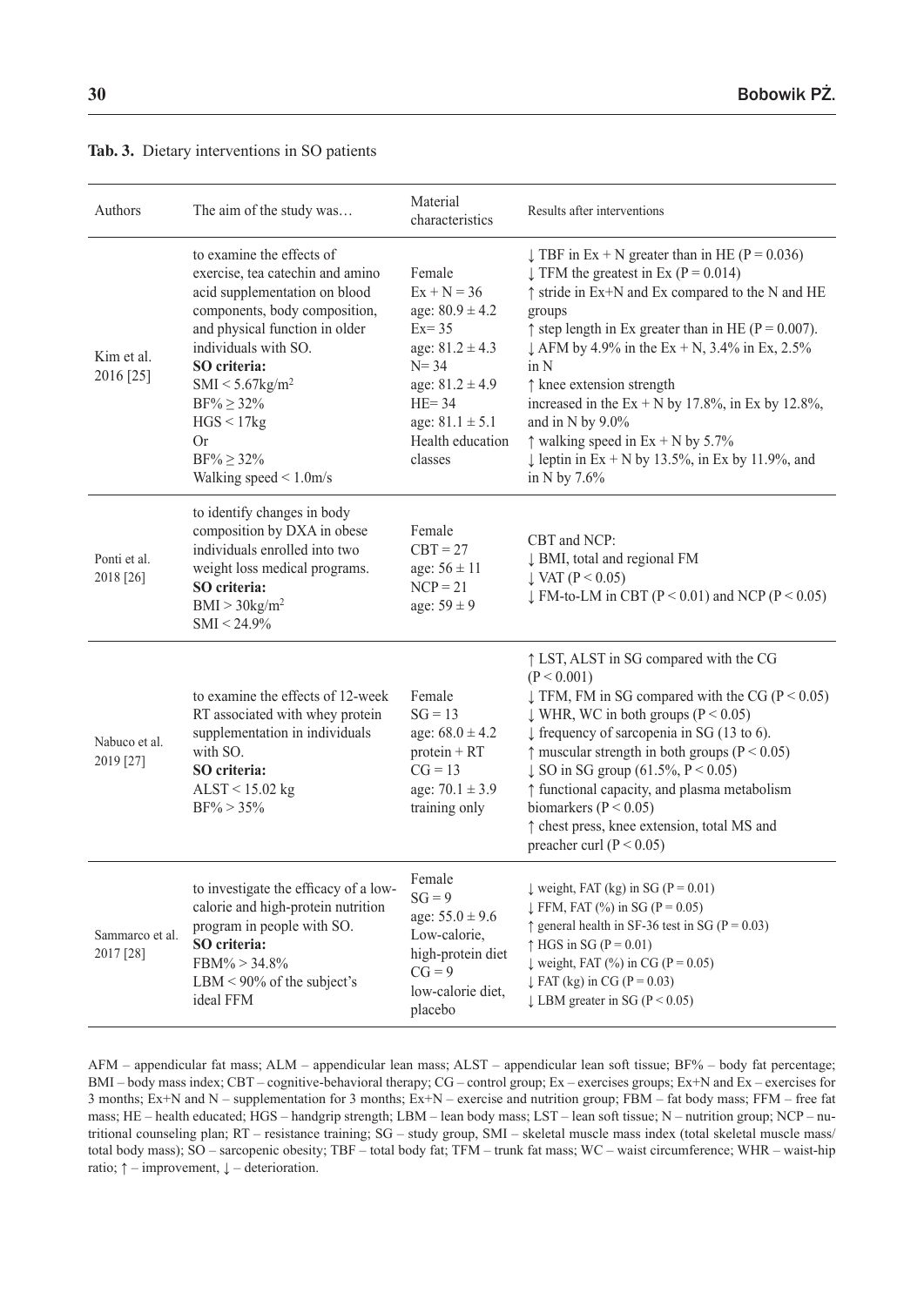**Tab. 3.** Dietary interventions in SO patients

| Authors | The aim of the study was… | Material characteristics | Results after interventions |
|---|---|---|---|
| Kim et al. 2016 [25] | to examine the effects of exercise, tea catechin and amino acid supplementation on blood components, body composition, and physical function in older individuals with SO.<br>**SO criteria:**<br>SMI < 5.67kg/m$^2$<br>BF% ≥ 32%<br>HGS < 17kg<br>Or<br>BF% ≥ 32%<br>Walking speed < 1.0m/s | Female<br>Ex + N = 36<br>age: 80.9 ± 4.2<br>Ex= 35<br>age: 81.2 ± 4.3<br>N= 34<br>age: 81.2 ± 4.9<br>HE= 34<br>age: 81.1 ± 5.1<br>Health education classes | ↓ TBF in Ex + N greater than in HE (P = 0.036)<br>↓ TFM the greatest in Ex (P = 0.014)<br>↑ stride in Ex+N and Ex compared to the N and HE groups<br>↑ step length in Ex greater than in HE (P = 0.007).<br>↓ AFM by 4.9% in the Ex + N, 3.4% in Ex, 2.5% in N<br>↑ knee extension strength increased in the Ex + N by 17.8%, in Ex by 12.8%, and in N by 9.0%<br>↑ walking speed in Ex + N by 5.7%<br>↓ leptin in Ex + N by 13.5%, in Ex by 11.9%, and in N by 7.6% |
| Ponti et al. 2018 [26] | to identify changes in body composition by DXA in obese individuals enrolled into two weight loss medical programs.<br>**SO criteria:**<br>BMI > 30kg/m$^2$<br>SMI < 24.9% | Female<br>CBT = 27<br>age: 56 ± 11<br>NCP = 21<br>age: 59 ± 9 | CBT and NCP:<br>↓ BMI, total and regional FM<br>↓ VAT (P < 0.05)<br>↓ FM-to-LM in CBT (P < 0.01) and NCP (P < 0.05) |
| Nabuco et al. 2019 [27] | to examine the effects of 12-week RT associated with whey protein supplementation in individuals with SO.<br>**SO criteria:**<br>ALST < 15.02 kg<br>BF% > 35% | Female<br>SG = 13<br>age: 68.0 ± 4.2<br>protein + RT<br>CG = 13<br>age: 70.1 ± 3.9<br>training only | ↑ LST, ALST in SG compared with the CG (P < 0.001)<br>↓ TFM, FM in SG compared with the CG (P < 0.05)<br>↓ WHR, WC in both groups (P < 0.05)<br>↓ frequency of sarcopenia in SG (13 to 6).<br>↑ muscular strength in both groups (P < 0.05)<br>↓ SO in SG group (61.5%, P < 0.05)<br>↑ functional capacity, and plasma metabolism biomarkers (P < 0.05)<br>↑ chest press, knee extension, total MS and preacher curl (P < 0.05) |
| Sammarco et al. 2017 [28] | to investigate the efficacy of a low-calorie and high-protein nutrition program in people with SO.<br>**SO criteria:**<br>FBM% > 34.8%<br>LBM < 90% of the subject's ideal FFM | Female<br>SG = 9<br>age: 55.0 ± 9.6<br>Low-calorie, high-protein diet<br>CG = 9<br>low-calorie diet, placebo | ↓ weight, FAT (kg) in SG (P = 0.01)<br>↓ FFM, FAT (%) in SG (P = 0.05)<br>↑ general health in SF-36 test in SG (P = 0.03)<br>↑ HGS in SG (P = 0.01)<br>↓ weight, FAT (%) in CG (P = 0.05)<br>↓ FAT (kg) in CG (P = 0.03)<br>↓ LBM greater in SG (P < 0.05) |

AFM – appendicular fat mass; ALM – appendicular lean mass; ALST – appendicular lean soft tissue; BF% – body fat percentage; BMI – body mass index; CBT – cognitive-behavioral therapy; CG – control group; Ex – exercises groups; Ex+N and Ex – exercises for 3 months; Ex+N and N – supplementation for 3 months; Ex+N – exercise and nutrition group; FBM – fat body mass; FFM – free fat mass; HE – health educated; HGS – handgrip strength; LBM – lean body mass; LST – lean soft tissue; N – nutrition group; NCP – nutritional counseling plan; RT – resistance training; SG – study group, SMI – skeletal muscle mass index (total skeletal muscle mass/ total body mass); SO – sarcopenic obesity; TBF – total body fat; TFM – trunk fat mass; WC – waist circumference; WHR – waist-hip ratio; ↑ – improvement, ↓ – deterioration.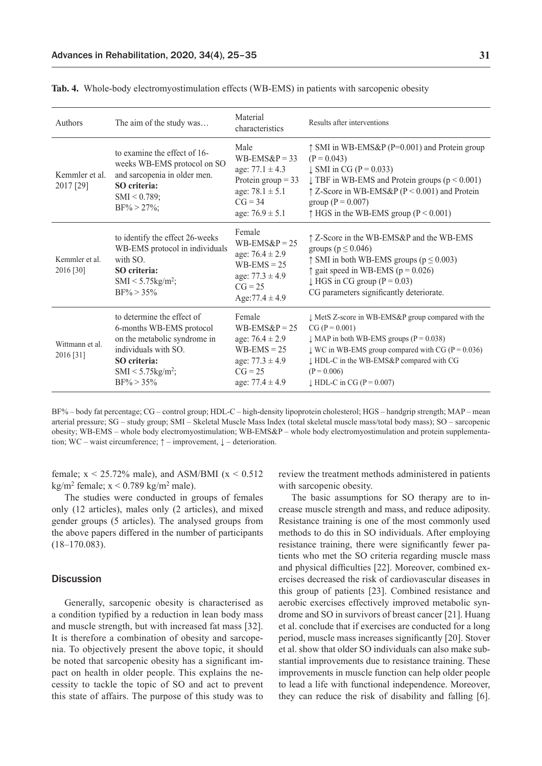**Tab. 4.** Whole-body electromyostimulation effects (WB-EMS) in patients with sarcopenic obesity

| Authors | The aim of the study was… | Material characteristics | Results after interventions |
|---|---|---|---|
| Kemmler et al. 2017 [29] | to examine the effect of 16-weeks WB-EMS protocol on SO and sarcopenia in older men. **SO criteria:** SMI < 0.789; BF% > 27%; | Male WB-EMS&P = 33 age: 77.1 ± 4.3 Protein group = 33 age: 78.1 ± 5.1 CG = 34 age: 76.9 ± 5.1 | ↑ SMI in WB-EMS&P (P=0.001) and Protein group (P = 0.043) ↓ SMI in CG (P = 0.033) ↓ TBF in WB-EMS and Protein groups (p < 0.001) ↑ Z-Score in WB-EMS&P (P < 0.001) and Protein group (P = 0.007) ↑ HGS in the WB-EMS group (P < 0.001) |
| Kemmler et al. 2016 [30] | to identify the effect 26-weeks WB-EMS protocol in individuals with SO. **SO criteria:** SMI < 5.75kg/m$^2$; BF% > 35% | Female WB-EMS&P = 25 age: 76.4 ± 2.9 WB-EMS = 25 age: 77.3 ± 4.9 CG = 25 Age:77.4 ± 4.9 | ↑ Z-Score in the WB-EMS&P and the WB-EMS groups (p ≤ 0.046) ↑ SMI in both WB-EMS groups (p ≤ 0.003) ↑ gait speed in WB-EMS (p = 0.026) ↓ HGS in CG group (P = 0.03) CG parameters significantly deteriorate. |
| Wittmann et al. 2016 [31] | to determine the effect of 6-months WB-EMS protocol on the metabolic syndrome in individuals with SO. **SO criteria:** SMI < 5.75kg/m$^2$; BF% > 35% | Female WB-EMS&P = 25 age: 76.4 ± 2.9 WB-EMS = 25 age: 77.3 ± 4.9 CG = 25 age: 77.4 ± 4.9 | ↓ MetS Z-score in WB-EMS&P group compared with the CG (P = 0.001) ↓ MAP in both WB-EMS groups (P = 0.038) ↓ WC in WB-EMS group compared with CG (P = 0.036) ↓ HDL-C in the WB-EMS&P compared with CG (P = 0.006) ↓ HDL-C in CG (P = 0.007) |

BF% – body fat percentage; CG – control group; HDL-C – high-density lipoprotein cholesterol; HGS – handgrip strength; MAP – mean arterial pressure; SG – study group; SMI – Skeletal Muscle Mass Index (total skeletal muscle mass/total body mass); SO – sarcopenic obesity; WB-EMS – whole body electromyostimulation; WB-EMS&P – whole body electromyostimulation and protein supplementation; WC – waist circumference; ↑ – improvement, ↓ – deterioration.

female; $x < 25.72\%$ male), and ASM/BMI ($x < 0.512$ kg/m$^2$ female; $x < 0.789$ kg/m$^2$ male).

The studies were conducted in groups of females only (12 articles), males only (2 articles), and mixed gender groups (5 articles). The analysed groups from the above papers differed in the number of participants (18–170.083).

## Discussion

Generally, sarcopenic obesity is characterised as a condition typified by a reduction in lean body mass and muscle strength, but with increased fat mass [32]. It is therefore a combination of obesity and sarcopenia. To objectively present the above topic, it should be noted that sarcopenic obesity has a significant impact on health in older people. This explains the necessity to tackle the topic of SO and act to prevent this state of affairs. The purpose of this study was to review the treatment methods administered in patients with sarcopenic obesity.

The basic assumptions for SO therapy are to increase muscle strength and mass, and reduce adiposity. Resistance training is one of the most commonly used methods to do this in SO individuals. After employing resistance training, there were significantly fewer patients who met the SO criteria regarding muscle mass and physical difficulties [22]. Moreover, combined exercises decreased the risk of cardiovascular diseases in this group of patients [23]. Combined resistance and aerobic exercises effectively improved metabolic syndrome and SO in survivors of breast cancer [21]. Huang et al. conclude that if exercises are conducted for a long period, muscle mass increases significantly [20]. Stover et al. show that older SO individuals can also make substantial improvements due to resistance training. These improvements in muscle function can help older people to lead a life with functional independence. Moreover, they can reduce the risk of disability and falling [6].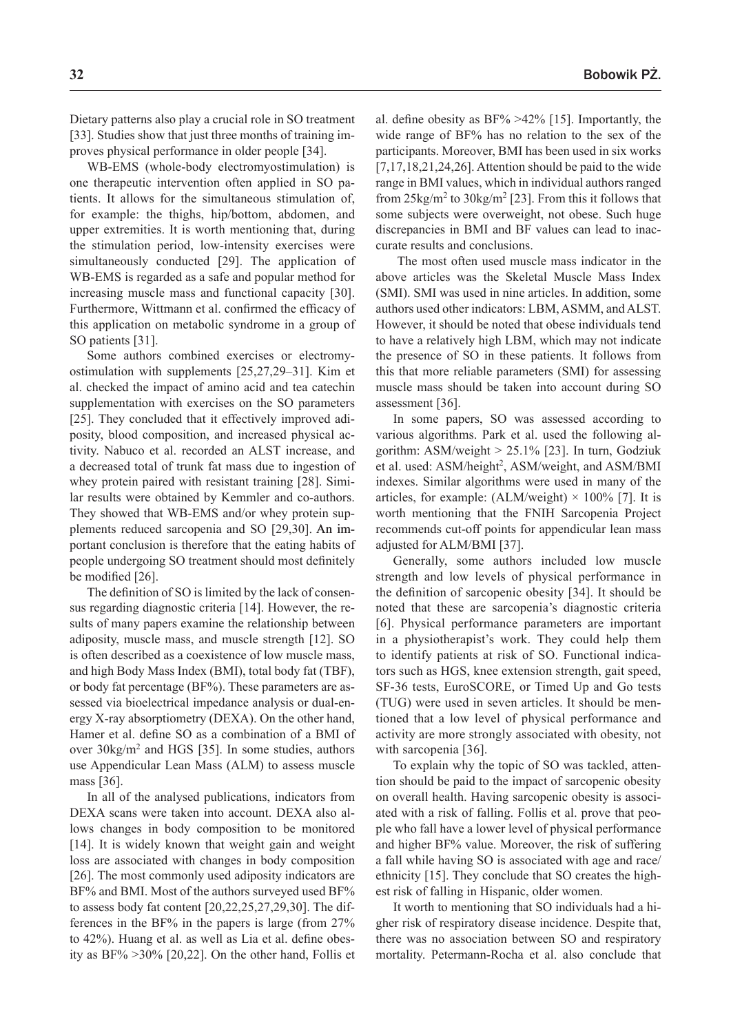Dietary patterns also play a crucial role in SO treatment [33]. Studies show that just three months of training improves physical performance in older people [34].

WB-EMS (whole-body electromyostimulation) is one therapeutic intervention often applied in SO patients. It allows for the simultaneous stimulation of, for example: the thighs, hip/bottom, abdomen, and upper extremities. It is worth mentioning that, during the stimulation period, low-intensity exercises were simultaneously conducted [29]. The application of WB-EMS is regarded as a safe and popular method for increasing muscle mass and functional capacity [30]. Furthermore, Wittmann et al. confirmed the efficacy of this application on metabolic syndrome in a group of SO patients [31].

Some authors combined exercises or electromyostimulation with supplements [25,27,29–31]. Kim et al. checked the impact of amino acid and tea catechin supplementation with exercises on the SO parameters [25]. They concluded that it effectively improved adiposity, blood composition, and increased physical activity. Nabuco et al. recorded an ALST increase, and a decreased total of trunk fat mass due to ingestion of whey protein paired with resistant training [28]. Similar results were obtained by Kemmler and co-authors. They showed that WB-EMS and/or whey protein supplements reduced sarcopenia and SO [29,30]. An important conclusion is therefore that the eating habits of people undergoing SO treatment should most definitely be modified [26].

The definition of SO is limited by the lack of consensus regarding diagnostic criteria [14]. However, the results of many papers examine the relationship between adiposity, muscle mass, and muscle strength [12]. SO is often described as a coexistence of low muscle mass, and high Body Mass Index (BMI), total body fat (TBF), or body fat percentage (BF%). These parameters are assessed via bioelectrical impedance analysis or dual-energy X-ray absorptiometry (DEXA). On the other hand, Hamer et al. define SO as a combination of a BMI of over $30kg/m^2$ and HGS [35]. In some studies, authors use Appendicular Lean Mass (ALM) to assess muscle mass [36].

In all of the analysed publications, indicators from DEXA scans were taken into account. DEXA also allows changes in body composition to be monitored [14]. It is widely known that weight gain and weight loss are associated with changes in body composition [26]. The most commonly used adiposity indicators are BF% and BMI. Most of the authors surveyed used BF% to assess body fat content [20,22,25,27,29,30]. The differences in the BF% in the papers is large (from 27% to 42%). Huang et al. as well as Lia et al. define obesity as BF% >30% [20,22]. On the other hand, Follis et al. define obesity as BF% >42% [15]. Importantly, the wide range of BF% has no relation to the sex of the participants. Moreover, BMI has been used in six works [7,17,18,21,24,26]. Attention should be paid to the wide range in BMI values, which in individual authors ranged from $25kg/m^2$ to $30kg/m^2$ [23]. From this it follows that some subjects were overweight, not obese. Such huge discrepancies in BMI and BF values can lead to inaccurate results and conclusions.

The most often used muscle mass indicator in the above articles was the Skeletal Muscle Mass Index (SMI). SMI was used in nine articles. In addition, some authors used other indicators: LBM, ASMM, and ALST. However, it should be noted that obese individuals tend to have a relatively high LBM, which may not indicate the presence of SO in these patients. It follows from this that more reliable parameters (SMI) for assessing muscle mass should be taken into account during SO assessment [36].

In some papers, SO was assessed according to various algorithms. Park et al. used the following algorithm: ASM/weight > 25.1% [23]. In turn, Godziuk et al. used: ASM/height$^2$, ASM/weight, and ASM/BMI indexes. Similar algorithms were used in many of the articles, for example: (ALM/weight) × 100% [7]. It is worth mentioning that the FNIH Sarcopenia Project recommends cut-off points for appendicular lean mass adjusted for ALM/BMI [37].

Generally, some authors included low muscle strength and low levels of physical performance in the definition of sarcopenic obesity [34]. It should be noted that these are sarcopenia's diagnostic criteria [6]. Physical performance parameters are important in a physiotherapist's work. They could help them to identify patients at risk of SO. Functional indicators such as HGS, knee extension strength, gait speed, SF-36 tests, EuroSCORE, or Timed Up and Go tests (TUG) were used in seven articles. It should be mentioned that a low level of physical performance and activity are more strongly associated with obesity, not with sarcopenia [36].

To explain why the topic of SO was tackled, attention should be paid to the impact of sarcopenic obesity on overall health. Having sarcopenic obesity is associated with a risk of falling. Follis et al. prove that people who fall have a lower level of physical performance and higher BF% value. Moreover, the risk of suffering a fall while having SO is associated with age and race/ethnicity [15]. They conclude that SO creates the highest risk of falling in Hispanic, older women.

It worth to mentioning that SO individuals had a higher risk of respiratory disease incidence. Despite that, there was no association between SO and respiratory mortality. Petermann-Rocha et al. also conclude that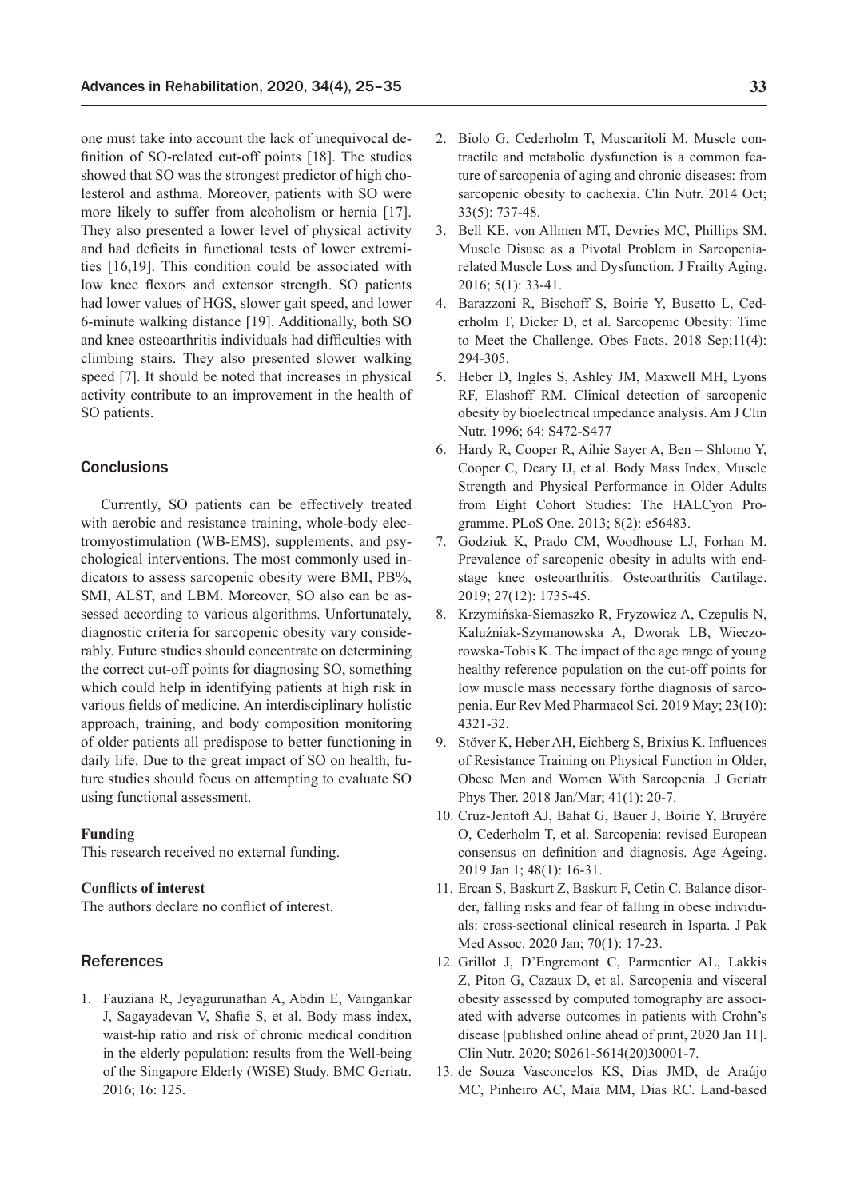one must take into account the lack of unequivocal definition of SO-related cut-off points [18]. The studies showed that SO was the strongest predictor of high cholesterol and asthma. Moreover, patients with SO were more likely to suffer from alcoholism or hernia [17]. They also presented a lower level of physical activity and had deficits in functional tests of lower extremities [16,19]. This condition could be associated with low knee flexors and extensor strength. SO patients had lower values of HGS, slower gait speed, and lower 6-minute walking distance [19]. Additionally, both SO and knee osteoarthritis individuals had difficulties with climbing stairs. They also presented slower walking speed [7]. It should be noted that increases in physical activity contribute to an improvement in the health of SO patients.

## Conclusions

Currently, SO patients can be effectively treated with aerobic and resistance training, whole-body electromyostimulation (WB-EMS), supplements, and psychological interventions. The most commonly used indicators to assess sarcopenic obesity were BMI, PB%, SMI, ALST, and LBM. Moreover, SO also can be assessed according to various algorithms. Unfortunately, diagnostic criteria for sarcopenic obesity vary considerably. Future studies should concentrate on determining the correct cut-off points for diagnosing SO, something which could help in identifying patients at high risk in various fields of medicine. An interdisciplinary holistic approach, training, and body composition monitoring of older patients all predispose to better functioning in daily life. Due to the great impact of SO on health, future studies should focus on attempting to evaluate SO using functional assessment.

**Funding**

This research received no external funding.

**Conflicts of interest**

The authors declare no conflict of interest.

## References

1. Fauziana R, Jeyagurunathan A, Abdin E, Vaingankar J, Sagayadevan V, Shafie S, et al. Body mass index, waist-hip ratio and risk of chronic medical condition in the elderly population: results from the Well-being of the Singapore Elderly (WiSE) Study. BMC Geriatr. 2016; 16: 125.
2. Biolo G, Cederholm T, Muscaritoli M. Muscle contractile and metabolic dysfunction is a common feature of sarcopenia of aging and chronic diseases: from sarcopenic obesity to cachexia. Clin Nutr. 2014 Oct; 33(5): 737-48.
3. Bell KE, von Allmen MT, Devries MC, Phillips SM. Muscle Disuse as a Pivotal Problem in Sarcopenia-related Muscle Loss and Dysfunction. J Frailty Aging. 2016; 5(1): 33-41.
4. Barazzoni R, Bischoff S, Boirie Y, Busetto L, Cederholm T, Dicker D, et al. Sarcopenic Obesity: Time to Meet the Challenge. Obes Facts. 2018 Sep;11(4): 294-305.
5. Heber D, Ingles S, Ashley JM, Maxwell MH, Lyons RF, Elashoff RM. Clinical detection of sarcopenic obesity by bioelectrical impedance analysis. Am J Clin Nutr. 1996; 64: S472-S477
6. Hardy R, Cooper R, Aihie Sayer A, Ben – Shlomo Y, Cooper C, Deary IJ, et al. Body Mass Index, Muscle Strength and Physical Performance in Older Adults from Eight Cohort Studies: The HALCyon Programme. PLoS One. 2013; 8(2): e56483.
7. Godziuk K, Prado CM, Woodhouse LJ, Forhan M. Prevalence of sarcopenic obesity in adults with end-stage knee osteoarthritis. Osteoarthritis Cartilage. 2019; 27(12): 1735-45.
8. Krzymińska-Siemaszko R, Fryzowicz A, Czepulis N, Kaluźniak-Szymanowska A, Dworak LB, Wieczorowska-Tobis K. The impact of the age range of young healthy reference population on the cut-off points for low muscle mass necessary forthe diagnosis of sarcopenia. Eur Rev Med Pharmacol Sci. 2019 May; 23(10): 4321-32.
9. Stöver K, Heber AH, Eichberg S, Brixius K. Influences of Resistance Training on Physical Function in Older, Obese Men and Women With Sarcopenia. J Geriatr Phys Ther. 2018 Jan/Mar; 41(1): 20-7.
10. Cruz-Jentoft AJ, Bahat G, Bauer J, Boirie Y, Bruyère O, Cederholm T, et al. Sarcopenia: revised European consensus on definition and diagnosis. Age Ageing. 2019 Jan 1; 48(1): 16-31.
11. Ercan S, Baskurt Z, Baskurt F, Cetin C. Balance disorder, falling risks and fear of falling in obese individuals: cross-sectional clinical research in Isparta. J Pak Med Assoc. 2020 Jan; 70(1): 17-23.
12. Grillot J, D'Engremont C, Parmentier AL, Lakkis Z, Piton G, Cazaux D, et al. Sarcopenia and visceral obesity assessed by computed tomography are associated with adverse outcomes in patients with Crohn's disease [published online ahead of print, 2020 Jan 11]. Clin Nutr. 2020; S0261-5614(20)30001-7.
13. de Souza Vasconcelos KS, Dias JMD, de Araújo MC, Pinheiro AC, Maia MM, Dias RC. Land-based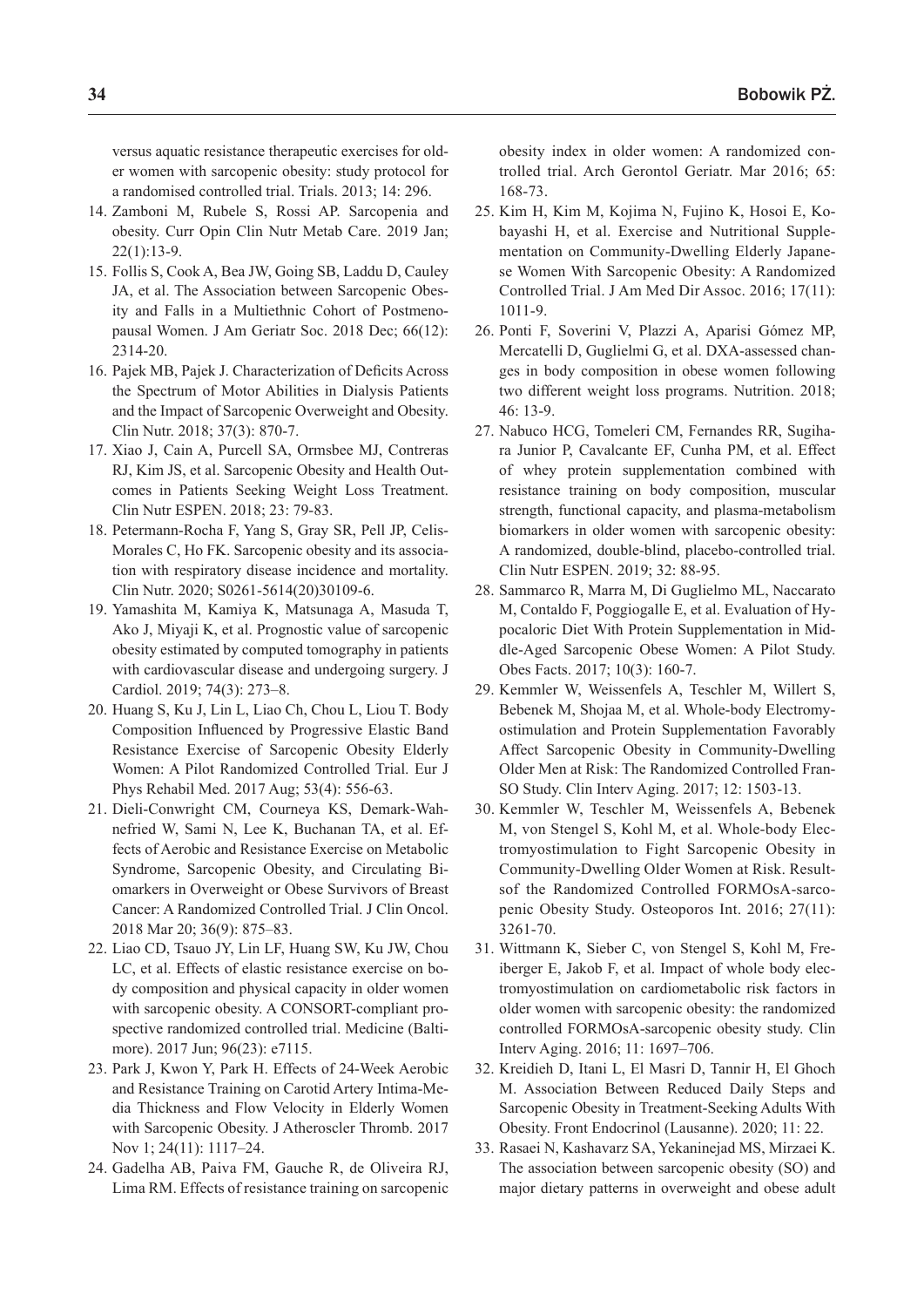versus aquatic resistance therapeutic exercises for older women with sarcopenic obesity: study protocol for a randomised controlled trial. Trials. 2013; 14: 296.

14. Zamboni M, Rubele S, Rossi AP. Sarcopenia and obesity. Curr Opin Clin Nutr Metab Care. 2019 Jan; 22(1):13-9.
15. Follis S, Cook A, Bea JW, Going SB, Laddu D, Cauley JA, et al. The Association between Sarcopenic Obesity and Falls in a Multiethnic Cohort of Postmenopausal Women. J Am Geriatr Soc. 2018 Dec; 66(12): 2314-20.
16. Pajek MB, Pajek J. Characterization of Deficits Across the Spectrum of Motor Abilities in Dialysis Patients and the Impact of Sarcopenic Overweight and Obesity. Clin Nutr. 2018; 37(3): 870-7.
17. Xiao J, Cain A, Purcell SA, Ormsbee MJ, Contreras RJ, Kim JS, et al. Sarcopenic Obesity and Health Outcomes in Patients Seeking Weight Loss Treatment. Clin Nutr ESPEN. 2018; 23: 79-83.
18. Petermann-Rocha F, Yang S, Gray SR, Pell JP, Celis-Morales C, Ho FK. Sarcopenic obesity and its association with respiratory disease incidence and mortality. Clin Nutr. 2020; S0261-5614(20)30109-6.
19. Yamashita M, Kamiya K, Matsunaga A, Masuda T, Ako J, Miyaji K, et al. Prognostic value of sarcopenic obesity estimated by computed tomography in patients with cardiovascular disease and undergoing surgery. J Cardiol. 2019; 74(3): 273–8.
20. Huang S, Ku J, Lin L, Liao Ch, Chou L, Liou T. Body Composition Influenced by Progressive Elastic Band Resistance Exercise of Sarcopenic Obesity Elderly Women: A Pilot Randomized Controlled Trial. Eur J Phys Rehabil Med. 2017 Aug; 53(4): 556-63.
21. Dieli-Conwright CM, Courneya KS, Demark-Wahnefried W, Sami N, Lee K, Buchanan TA, et al. Effects of Aerobic and Resistance Exercise on Metabolic Syndrome, Sarcopenic Obesity, and Circulating Biomarkers in Overweight or Obese Survivors of Breast Cancer: A Randomized Controlled Trial. J Clin Oncol. 2018 Mar 20; 36(9): 875–83.
22. Liao CD, Tsauo JY, Lin LF, Huang SW, Ku JW, Chou LC, et al. Effects of elastic resistance exercise on body composition and physical capacity in older women with sarcopenic obesity. A CONSORT-compliant prospective randomized controlled trial. Medicine (Baltimore). 2017 Jun; 96(23): e7115.
23. Park J, Kwon Y, Park H. Effects of 24-Week Aerobic and Resistance Training on Carotid Artery Intima-Media Thickness and Flow Velocity in Elderly Women with Sarcopenic Obesity. J Atheroscler Thromb. 2017 Nov 1; 24(11): 1117–24.
24. Gadelha AB, Paiva FM, Gauche R, de Oliveira RJ, Lima RM. Effects of resistance training on sarcopenic obesity index in older women: A randomized controlled trial. Arch Gerontol Geriatr. Mar 2016; 65: 168-73.
25. Kim H, Kim M, Kojima N, Fujino K, Hosoi E, Kobayashi H, et al. Exercise and Nutritional Supplementation on Community-Dwelling Elderly Japanese Women With Sarcopenic Obesity: A Randomized Controlled Trial. J Am Med Dir Assoc. 2016; 17(11): 1011-9.
26. Ponti F, Soverini V, Plazzi A, Aparisi Gómez MP, Mercatelli D, Guglielmi G, et al. DXA-assessed changes in body composition in obese women following two different weight loss programs. Nutrition. 2018; 46: 13-9.
27. Nabuco HCG, Tomeleri CM, Fernandes RR, Sugihara Junior P, Cavalcante EF, Cunha PM, et al. Effect of whey protein supplementation combined with resistance training on body composition, muscular strength, functional capacity, and plasma-metabolism biomarkers in older women with sarcopenic obesity: A randomized, double-blind, placebo-controlled trial. Clin Nutr ESPEN. 2019; 32: 88-95.
28. Sammarco R, Marra M, Di Guglielmo ML, Naccarato M, Contaldo F, Poggiogalle E, et al. Evaluation of Hypocaloric Diet With Protein Supplementation in Middle-Aged Sarcopenic Obese Women: A Pilot Study. Obes Facts. 2017; 10(3): 160-7.
29. Kemmler W, Weissenfels A, Teschler M, Willert S, Bebenek M, Shojaa M, et al. Whole-body Electromyostimulation and Protein Supplementation Favorably Affect Sarcopenic Obesity in Community-Dwelling Older Men at Risk: The Randomized Controlled FranSO Study. Clin Interv Aging. 2017; 12: 1503-13.
30. Kemmler W, Teschler M, Weissenfels A, Bebenek M, von Stengel S, Kohl M, et al. Whole-body Electromyostimulation to Fight Sarcopenic Obesity in Community-Dwelling Older Women at Risk. Resultsof the Randomized Controlled FORMOsA-sarcopenic Obesity Study. Osteoporos Int. 2016; 27(11): 3261-70.
31. Wittmann K, Sieber C, von Stengel S, Kohl M, Freiberger E, Jakob F, et al. Impact of whole body electromyostimulation on cardiometabolic risk factors in older women with sarcopenic obesity: the randomized controlled FORMOsA-sarcopenic obesity study. Clin Interv Aging. 2016; 11: 1697–706.
32. Kreidieh D, Itani L, El Masri D, Tannir H, El Ghoch M. Association Between Reduced Daily Steps and Sarcopenic Obesity in Treatment-Seeking Adults With Obesity. Front Endocrinol (Lausanne). 2020; 11: 22.
33. Rasaei N, Kashavarz SA, Yekaninejad MS, Mirzaei K. The association between sarcopenic obesity (SO) and major dietary patterns in overweight and obese adult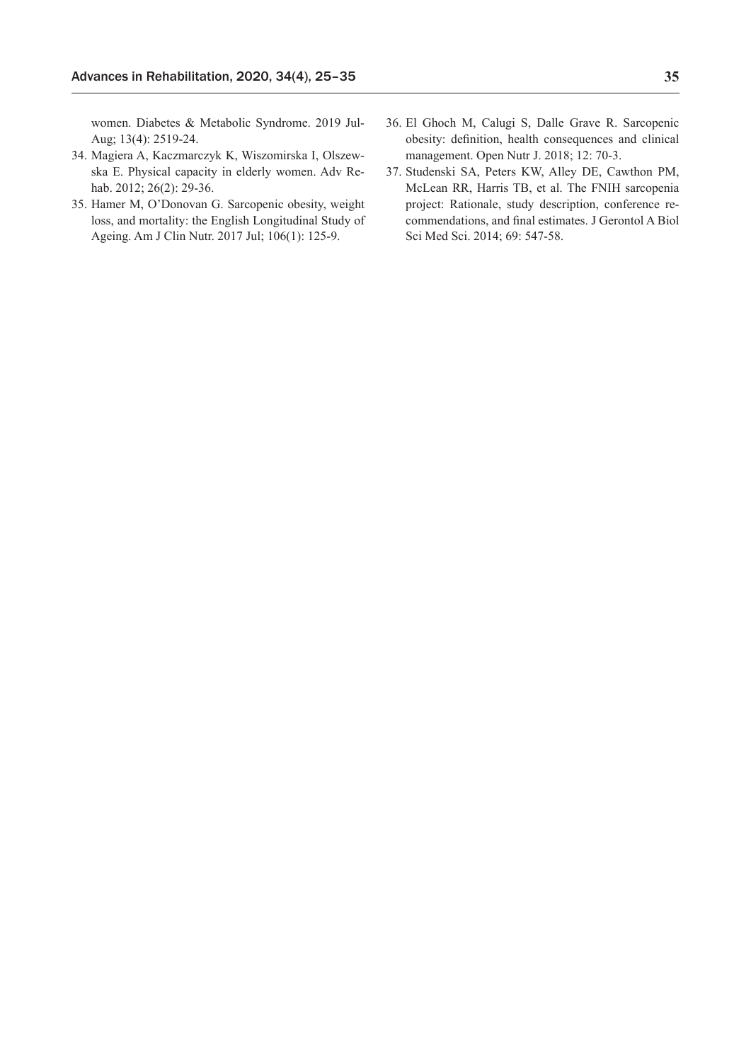women. Diabetes & Metabolic Syndrome. 2019 Jul-Aug; 13(4): 2519-24.

34. Magiera A, Kaczmarczyk K, Wiszomirska I, Olszewska E. Physical capacity in elderly women. Adv Rehab. 2012; 26(2): 29-36.
35. Hamer M, O'Donovan G. Sarcopenic obesity, weight loss, and mortality: the English Longitudinal Study of Ageing. Am J Clin Nutr. 2017 Jul; 106(1): 125-9.
36. El Ghoch M, Calugi S, Dalle Grave R. Sarcopenic obesity: definition, health consequences and clinical management. Open Nutr J. 2018; 12: 70-3.
37. Studenski SA, Peters KW, Alley DE, Cawthon PM, McLean RR, Harris TB, et al. The FNIH sarcopenia project: Rationale, study description, conference recommendations, and final estimates. J Gerontol A Biol Sci Med Sci. 2014; 69: 547-58.